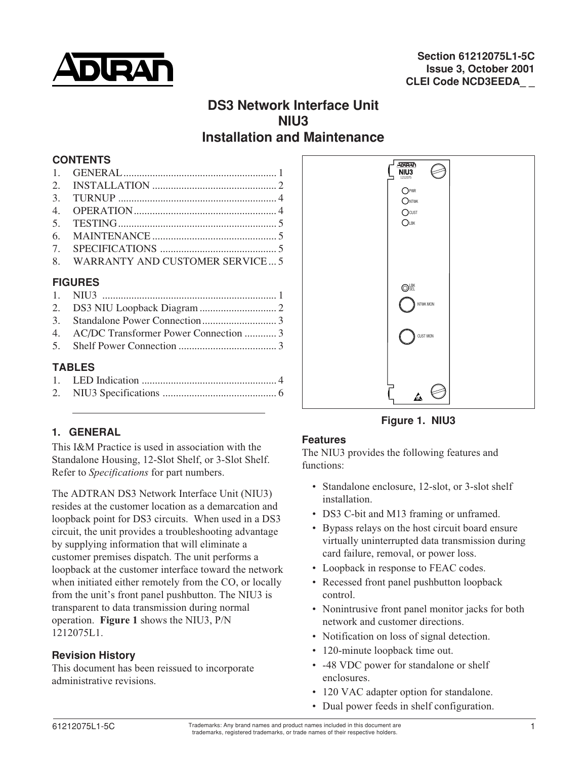Section 61212075L1-5C
Issue 3, October 2001
CLEI Code NCD3EEDA_ _

# DS3 Network Interface Unit
# NIU3
# Installation and Maintenance

## CONTENTS

1. GENERAL .......................................................... 1
2. INSTALLATION ............................................... 2
3. TURNUP ............................................................ 4
4. OPERATION ...................................................... 4
5. TESTING ............................................................ 5
6. MAINTENANCE ............................................... 5
7. SPECIFICATIONS ............................................ 5
8. WARRANTY AND CUSTOMER SERVICE ... 5

## FIGURES

1. NIU3 .................................................................. 1
2. DS3 NIU Loopback Diagram ............................. 2
3. Standalone Power Connection ............................ 3
4. AC/DC Transformer Power Connection ............ 3
5. Shelf Power Connection ..................................... 3

## TABLES

1. LED Indication ................................................... 4
2. NIU3 Specifications ........................................... 6

Figure 1. NIU3

## 1. GENERAL

This I&M Practice is used in association with the Standalone Housing, 12-Slot Shelf, or 3-Slot Shelf. Refer to *Specifications* for part numbers.

The ADTRAN DS3 Network Interface Unit (NIU3) resides at the customer location as a demarcation and loopback point for DS3 circuits. When used in a DS3 circuit, the unit provides a troubleshooting advantage by supplying information that will eliminate a customer premises dispatch. The unit performs a loopback at the customer interface toward the network when initiated either remotely from the CO, or locally from the unit's front panel pushbutton. The NIU3 is transparent to data transmission during normal operation. **Figure 1** shows the NIU3, P/N 1212075L1.

### Revision History

This document has been reissued to incorporate administrative revisions.

### Features

The NIU3 provides the following features and functions:

- Standalone enclosure, 12-slot, or 3-slot shelf installation.
- DS3 C-bit and M13 framing or unframed.
- Bypass relays on the host circuit board ensure virtually uninterrupted data transmission during card failure, removal, or power loss.
- Loopback in response to FEAC codes.
- Recessed front panel pushbutton loopback control.
- Nonintrusive front panel monitor jacks for both network and customer directions.
- Notification on loss of signal detection.
- 120-minute loopback time out.
- -48 VDC power for standalone or shelf enclosures.
- 120 VAC adapter option for standalone.
- Dual power feeds in shelf configuration.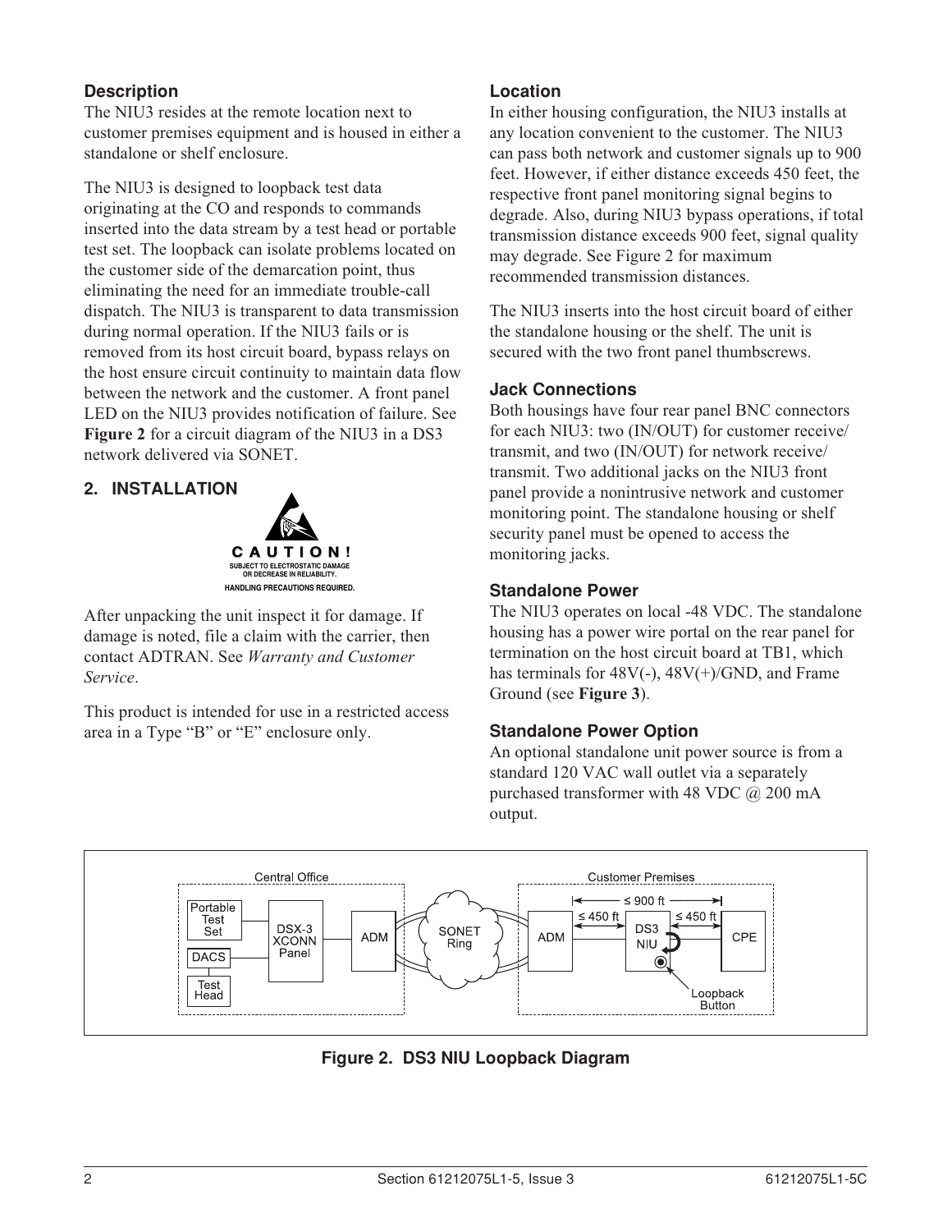### Description

The NIU3 resides at the remote location next to customer premises equipment and is housed in either a standalone or shelf enclosure.

The NIU3 is designed to loopback test data originating at the CO and responds to commands inserted into the data stream by a test head or portable test set. The loopback can isolate problems located on the customer side of the demarcation point, thus eliminating the need for an immediate trouble-call dispatch. The NIU3 is transparent to data transmission during normal operation. If the NIU3 fails or is removed from its host circuit board, bypass relays on the host ensure circuit continuity to maintain data flow between the network and the customer. A front panel LED on the NIU3 provides notification of failure. See **Figure 2** for a circuit diagram of the NIU3 in a DS3 network delivered via SONET.

## 2. INSTALLATION

**CAUTION!**
SUBJECT TO ELECTROSTATIC DAMAGE OR DECREASE IN RELIABILITY.
HANDLING PRECAUTIONS REQUIRED.

After unpacking the unit inspect it for damage. If damage is noted, file a claim with the carrier, then contact ADTRAN. See *Warranty and Customer Service*.

This product is intended for use in a restricted access area in a Type "B" or "E" enclosure only.

### Location

In either housing configuration, the NIU3 installs at any location convenient to the customer. The NIU3 can pass both network and customer signals up to 900 feet. However, if either distance exceeds 450 feet, the respective front panel monitoring signal begins to degrade. Also, during NIU3 bypass operations, if total transmission distance exceeds 900 feet, signal quality may degrade. See Figure 2 for maximum recommended transmission distances.

The NIU3 inserts into the host circuit board of either the standalone housing or the shelf. The unit is secured with the two front panel thumbscrews.

### Jack Connections

Both housings have four rear panel BNC connectors for each NIU3: two (IN/OUT) for customer receive/transmit, and two (IN/OUT) for network receive/transmit. Two additional jacks on the NIU3 front panel provide a nonintrusive network and customer monitoring point. The standalone housing or shelf security panel must be opened to access the monitoring jacks.

### Standalone Power

The NIU3 operates on local -48 VDC. The standalone housing has a power wire portal on the rear panel for termination on the host circuit board at TB1, which has terminals for 48V(-), 48V(+)/GND, and Frame Ground (see **Figure 3**).

### Standalone Power Option

An optional standalone unit power source is from a standard 120 VAC wall outlet via a separately purchased transformer with 48 VDC @ 200 mA output.

Central Office: Portable Test Set, DACS, Test Head, DSX-3 XCONN Panel, ADM — SONET Ring — Customer Premises: ADM, ≤ 450 ft, DS3 NIU, ≤ 450 ft, CPE, ≤ 900 ft, Loopback Button

**Figure 2. DS3 NIU Loopback Diagram**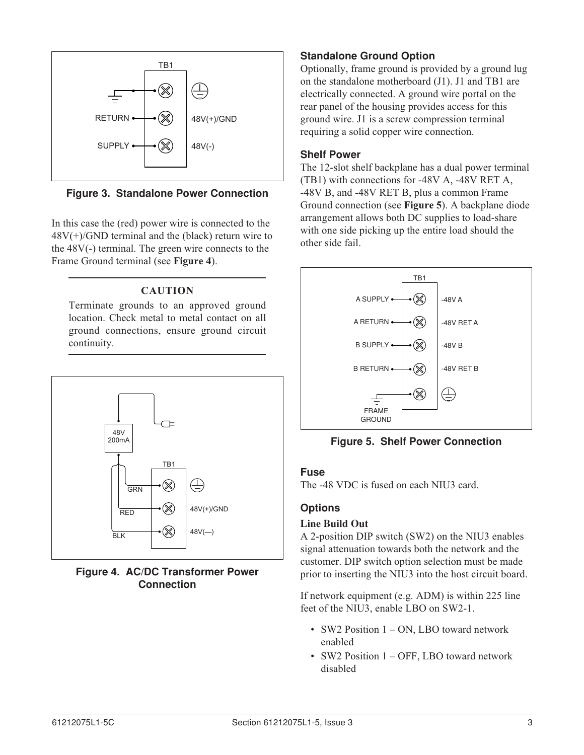Figure 3. Standalone Power Connection

In this case the (red) power wire is connected to the 48V(+)/GND terminal and the (black) return wire to the 48V(-) terminal. The green wire connects to the Frame Ground terminal (see **Figure 4**).

---

**CAUTION**

Terminate grounds to an approved ground location. Check metal to metal contact on all ground connections, ensure ground circuit continuity.

---

Figure 4. AC/DC Transformer Power Connection

### Standalone Ground Option

Optionally, frame ground is provided by a ground lug on the standalone motherboard (J1). J1 and TB1 are electrically connected. A ground wire portal on the rear panel of the housing provides access for this ground wire. J1 is a screw compression terminal requiring a solid copper wire connection.

### Shelf Power

The 12-slot shelf backplane has a dual power terminal (TB1) with connections for -48V A, -48V RET A, -48V B, and -48V RET B, plus a common Frame Ground connection (see **Figure 5**). A backplane diode arrangement allows both DC supplies to load-share with one side picking up the entire load should the other side fail.

Figure 5. Shelf Power Connection

### Fuse

The -48 VDC is fused on each NIU3 card.

### Options

**Line Build Out**

A 2-position DIP switch (SW2) on the NIU3 enables signal attenuation towards both the network and the customer. DIP switch option selection must be made prior to inserting the NIU3 into the host circuit board.

If network equipment (e.g. ADM) is within 225 line feet of the NIU3, enable LBO on SW2-1.

- SW2 Position 1 – ON, LBO toward network enabled
- SW2 Position 1 – OFF, LBO toward network disabled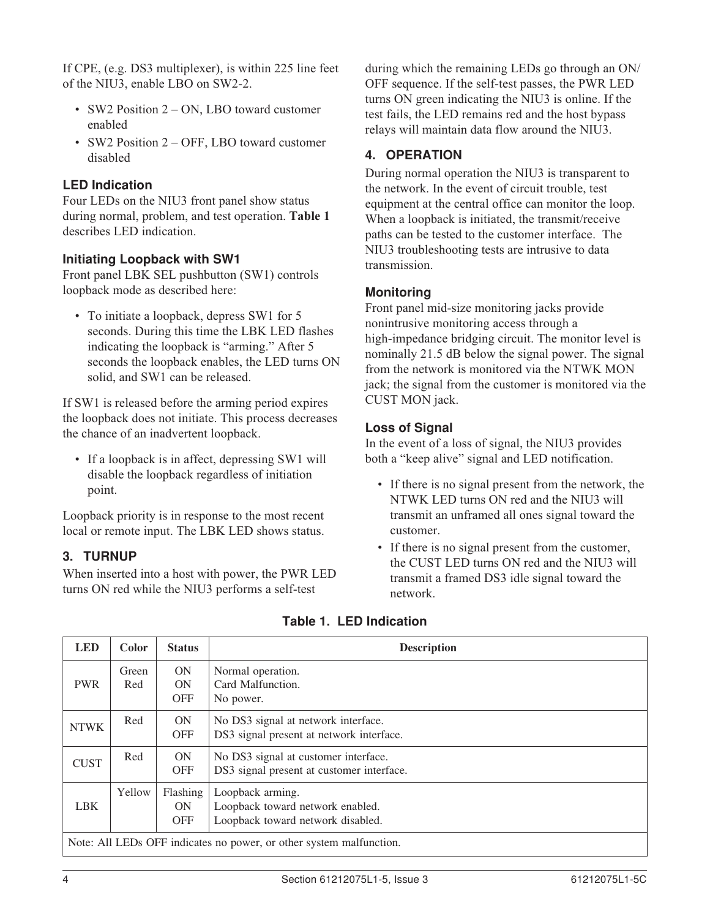If CPE, (e.g. DS3 multiplexer), is within 225 line feet of the NIU3, enable LBO on SW2-2.

- SW2 Position 2 – ON, LBO toward customer enabled
- SW2 Position 2 – OFF, LBO toward customer disabled

### LED Indication

Four LEDs on the NIU3 front panel show status during normal, problem, and test operation. **Table 1** describes LED indication.

### Initiating Loopback with SW1

Front panel LBK SEL pushbutton (SW1) controls loopback mode as described here:

- To initiate a loopback, depress SW1 for 5 seconds. During this time the LBK LED flashes indicating the loopback is "arming." After 5 seconds the loopback enables, the LED turns ON solid, and SW1 can be released.

If SW1 is released before the arming period expires the loopback does not initiate. This process decreases the chance of an inadvertent loopback.

- If a loopback is in affect, depressing SW1 will disable the loopback regardless of initiation point.

Loopback priority is in response to the most recent local or remote input. The LBK LED shows status.

## 3. TURNUP

When inserted into a host with power, the PWR LED turns ON red while the NIU3 performs a self-test during which the remaining LEDs go through an ON/OFF sequence. If the self-test passes, the PWR LED turns ON green indicating the NIU3 is online. If the test fails, the LED remains red and the host bypass relays will maintain data flow around the NIU3.

## 4. OPERATION

During normal operation the NIU3 is transparent to the network. In the event of circuit trouble, test equipment at the central office can monitor the loop. When a loopback is initiated, the transmit/receive paths can be tested to the customer interface. The NIU3 troubleshooting tests are intrusive to data transmission.

### Monitoring

Front panel mid-size monitoring jacks provide nonintrusive monitoring access through a high-impedance bridging circuit. The monitor level is nominally 21.5 dB below the signal power. The signal from the network is monitored via the NTWK MON jack; the signal from the customer is monitored via the CUST MON jack.

### Loss of Signal

In the event of a loss of signal, the NIU3 provides both a "keep alive" signal and LED notification.

- If there is no signal present from the network, the NTWK LED turns ON red and the NIU3 will transmit an unframed all ones signal toward the customer.
- If there is no signal present from the customer, the CUST LED turns ON red and the NIU3 will transmit a framed DS3 idle signal toward the network.

**Table 1. LED Indication**

| LED | Color | Status | Description |
|---|---|---|---|
| PWR | Green<br>Red | ON<br>ON<br>OFF | Normal operation.<br>Card Malfunction.<br>No power. |
| NTWK | Red | ON<br>OFF | No DS3 signal at network interface.<br>DS3 signal present at network interface. |
| CUST | Red | ON<br>OFF | No DS3 signal at customer interface.<br>DS3 signal present at customer interface. |
| LBK | Yellow | Flashing<br>ON<br>OFF | Loopback arming.<br>Loopback toward network enabled.<br>Loopback toward network disabled. |
| Note: All LEDs OFF indicates no power, or other system malfunction. | | | |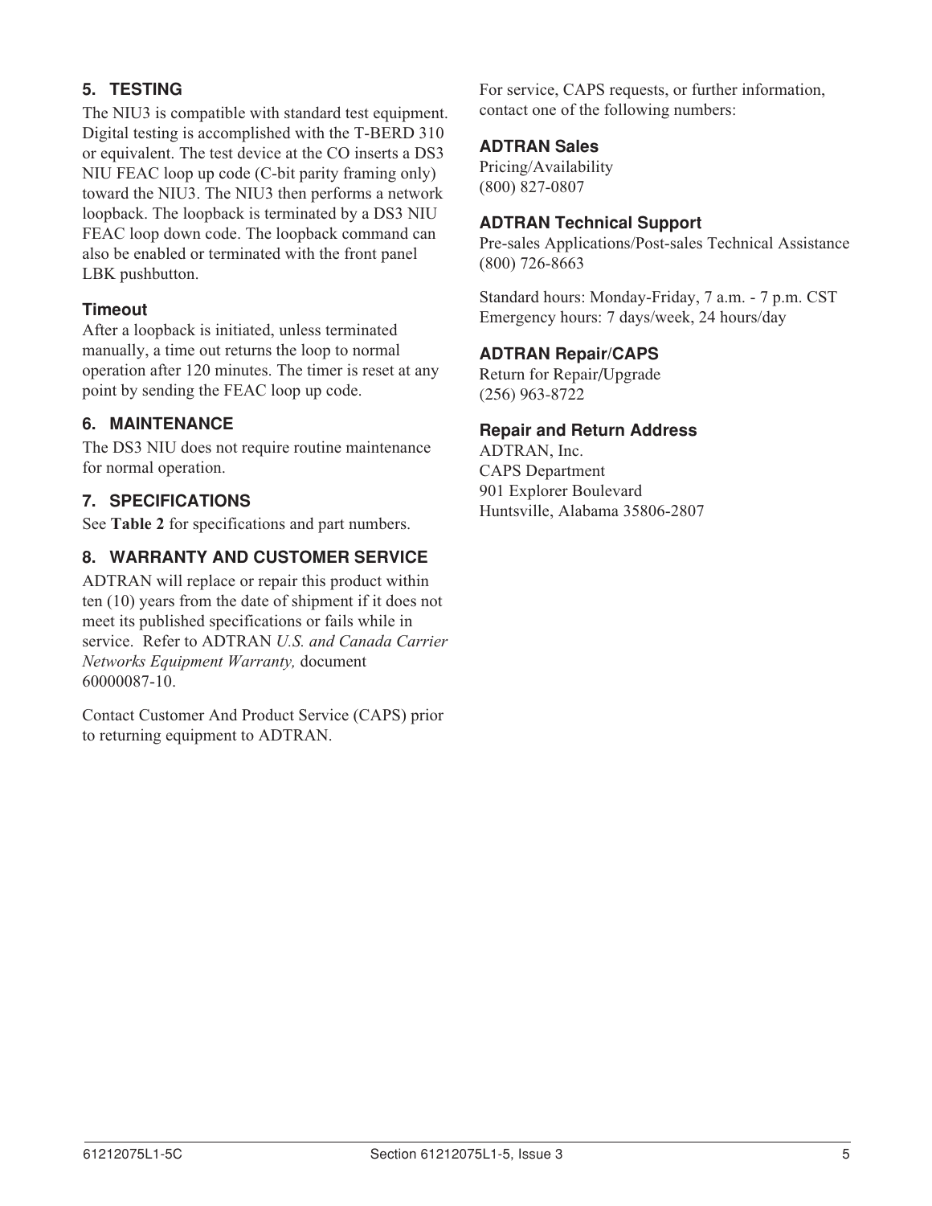## 5. TESTING

The NIU3 is compatible with standard test equipment. Digital testing is accomplished with the T-BERD 310 or equivalent. The test device at the CO inserts a DS3 NIU FEAC loop up code (C-bit parity framing only) toward the NIU3. The NIU3 then performs a network loopback. The loopback is terminated by a DS3 NIU FEAC loop down code. The loopback command can also be enabled or terminated with the front panel LBK pushbutton.

### Timeout

After a loopback is initiated, unless terminated manually, a time out returns the loop to normal operation after 120 minutes. The timer is reset at any point by sending the FEAC loop up code.

## 6. MAINTENANCE

The DS3 NIU does not require routine maintenance for normal operation.

## 7. SPECIFICATIONS

See **Table 2** for specifications and part numbers.

## 8. WARRANTY AND CUSTOMER SERVICE

ADTRAN will replace or repair this product within ten (10) years from the date of shipment if it does not meet its published specifications or fails while in service. Refer to ADTRAN *U.S. and Canada Carrier Networks Equipment Warranty,* document 60000087-10.

Contact Customer And Product Service (CAPS) prior to returning equipment to ADTRAN.

For service, CAPS requests, or further information, contact one of the following numbers:

### ADTRAN Sales

Pricing/Availability
(800) 827-0807

### ADTRAN Technical Support

Pre-sales Applications/Post-sales Technical Assistance
(800) 726-8663

Standard hours: Monday-Friday, 7 a.m. - 7 p.m. CST
Emergency hours: 7 days/week, 24 hours/day

### ADTRAN Repair/CAPS

Return for Repair/Upgrade
(256) 963-8722

### Repair and Return Address

ADTRAN, Inc.
CAPS Department
901 Explorer Boulevard
Huntsville, Alabama 35806-2807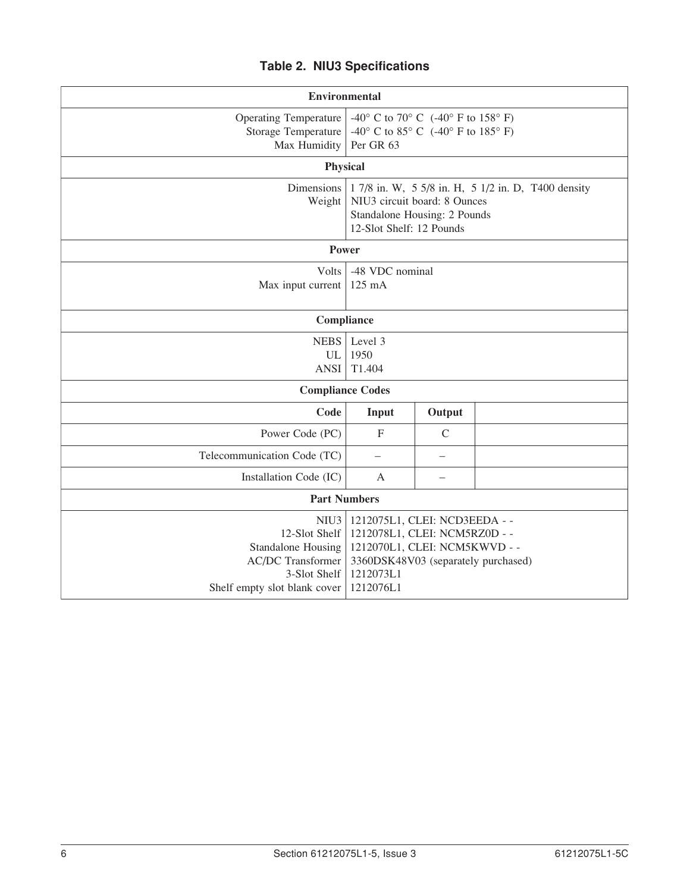**Table 2. NIU3 Specifications**

| | | | |
|---|---|---|---|
| **Environmental** | | | |
| Operating Temperature<br>Storage Temperature<br>Max Humidity | -40° C to 70° C (-40° F to 158° F)<br>-40° C to 85° C (-40° F to 185° F)<br>Per GR 63 | | |
| **Physical** | | | |
| Dimensions<br>Weight | 1 7/8 in. W, 5 5/8 in. H, 5 1/2 in. D, T400 density<br>NIU3 circuit board: 8 Ounces<br>Standalone Housing: 2 Pounds<br>12-Slot Shelf: 12 Pounds | | |
| **Power** | | | |
| Volts<br>Max input current | -48 VDC nominal<br>125 mA | | |
| **Compliance** | | | |
| NEBS<br>UL<br>ANSI | Level 3<br>1950<br>T1.404 | | |
| **Compliance Codes** | | | |
| **Code** | **Input** | **Output** | |
| Power Code (PC) | F | C | |
| Telecommunication Code (TC) | – | – | |
| Installation Code (IC) | A | – | |
| **Part Numbers** | | | |
| NIU3<br>12-Slot Shelf<br>Standalone Housing<br>AC/DC Transformer<br>3-Slot Shelf<br>Shelf empty slot blank cover | 1212075L1, CLEI: NCD3EEDA - -<br>1212078L1, CLEI: NCM5RZ0D - -<br>1212070L1, CLEI: NCM5KWVD - -<br>3360DSK48V03 (separately purchased)<br>1212073L1<br>1212076L1 | | |